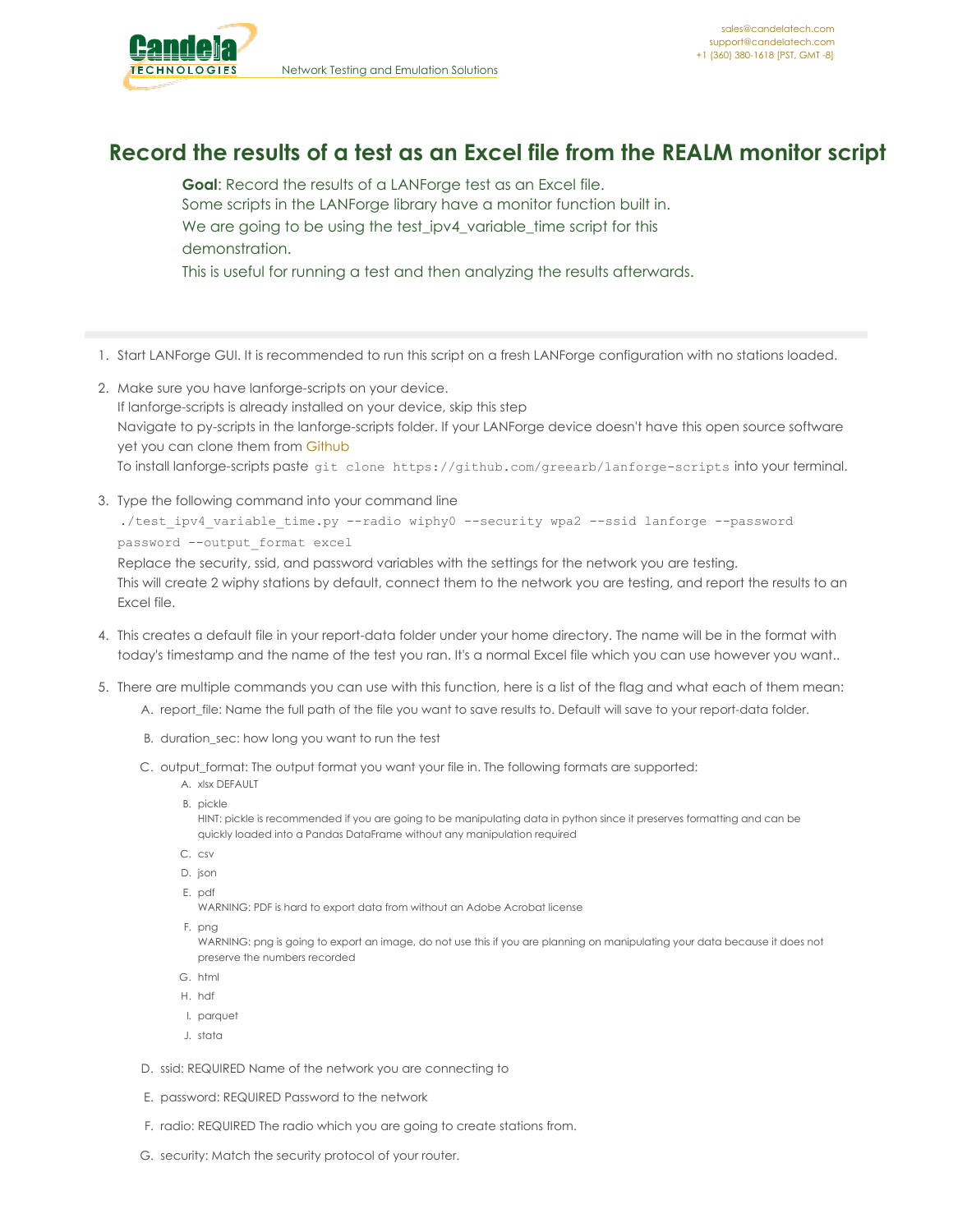# Record the results of a test as an Excel file from the REALM monitor script

**Goal**: Record the results of a LANForge test as an Excel file.
Some scripts in the LANForge library have a monitor function built in.
We are going to be using the test_ipv4_variable_time script for this demonstration.
This is useful for running a test and then analyzing the results afterwards.

1. Start LANForge GUI. It is recommended to run this script on a fresh LANForge configuration with no stations loaded.
2. Make sure you have lanforge-scripts on your device.
   If lanforge-scripts is already installed on your device, skip this step
   Navigate to py-scripts in the lanforge-scripts folder. If your LANForge device doesn't have this open source software yet you can clone them from Github
   To install lanforge-scripts paste `git clone https://github.com/greearb/lanforge-scripts` into your terminal.
3. Type the following command into your command line
   ```
   ./test_ipv4_variable_time.py --radio wiphy0 --security wpa2 --ssid lanforge --password password --output_format excel
   ```
   Replace the security, ssid, and password variables with the settings for the network you are testing.
   This will create 2 wiphy stations by default, connect them to the network you are testing, and report the results to an Excel file.
4. This creates a default file in your report-data folder under your home directory. The name will be in the format with today's timestamp and the name of the test you ran. It's a normal Excel file which you can use however you want..
5. There are multiple commands you can use with this function, here is a list of the flag and what each of them mean:
   A. report_file: Name the full path of the file you want to save results to. Default will save to your report-data folder.
   B. duration_sec: how long you want to run the test
   C. output_format: The output format you want your file in. The following formats are supported:
      A. xlsx DEFAULT
      B. pickle
         HINT: pickle is recommended if you are going to be manipulating data in python since it preserves formatting and can be quickly loaded into a Pandas DataFrame without any manipulation required
      C. csv
      D. json
      E. pdf
         WARNING: PDF is hard to export data from without an Adobe Acrobat license
      F. png
         WARNING: png is going to export an image, do not use this if you are planning on manipulating your data because it does not preserve the numbers recorded
      G. html
      H. hdf
      I. parquet
      J. stata
   D. ssid: REQUIRED Name of the network you are connecting to
   E. password: REQUIRED Password to the network
   F. radio: REQUIRED The radio which you are going to create stations from.
   G. security: Match the security protocol of your router.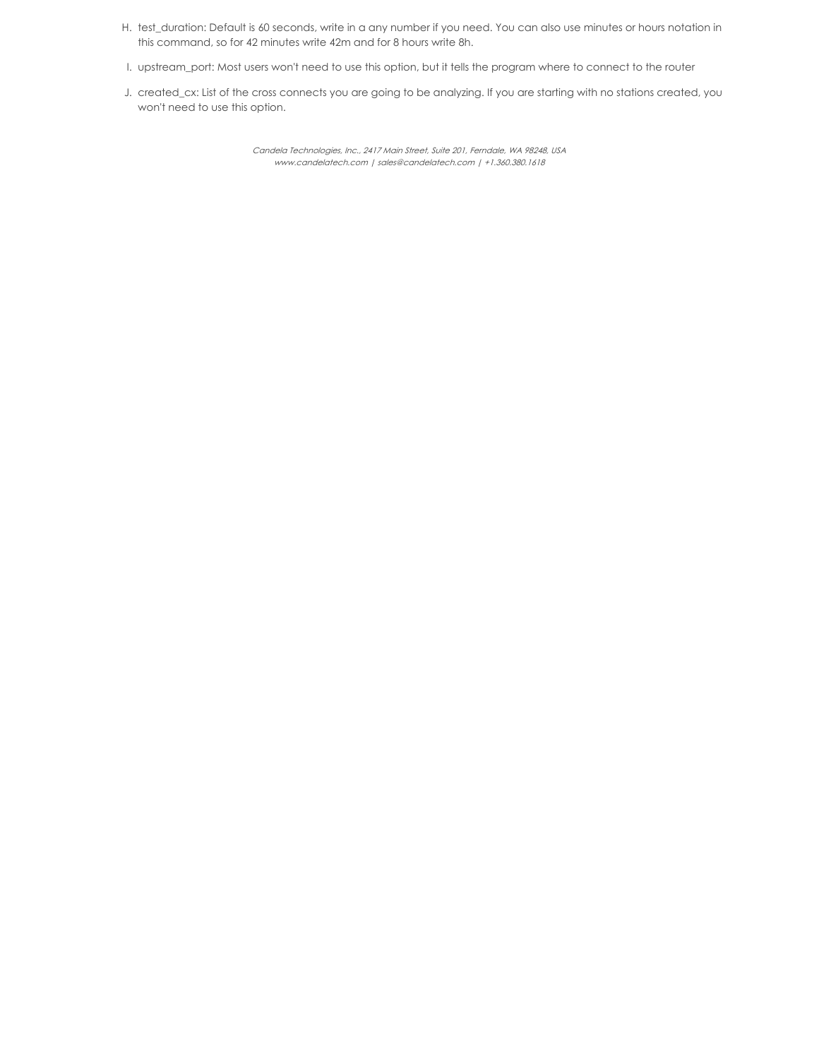H. test_duration: Default is 60 seconds, write in a any number if you need. You can also use minutes or hours notation in this command, so for 42 minutes write 42m and for 8 hours write 8h.

I. upstream_port: Most users won't need to use this option, but it tells the program where to connect to the router

J. created_cx: List of the cross connects you are going to be analyzing. If you are starting with no stations created, you won't need to use this option.